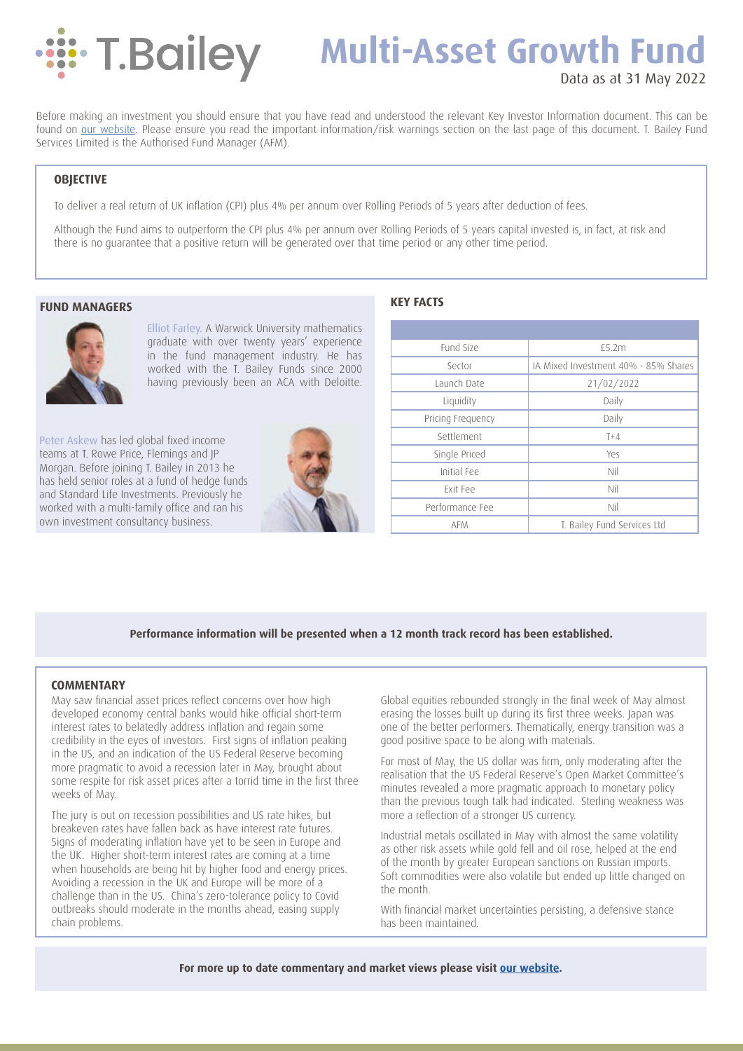# Multi-Asset Growth Fund

Data as at 31 May 2022

Before making an investment you should ensure that you have read and understood the relevant Key Investor Information document. This can be found on our website. Please ensure you read the important information/risk warnings section on the last page of this document. T. Bailey Fund Services Limited is the Authorised Fund Manager (AFM).

## OBJECTIVE

To deliver a real return of UK inflation (CPI) plus 4% per annum over Rolling Periods of 5 years after deduction of fees.

Although the Fund aims to outperform the CPI plus 4% per annum over Rolling Periods of 5 years capital invested is, in fact, at risk and there is no guarantee that a positive return will be generated over that time period or any other time period.

## FUND MANAGERS

Elliot Farley. A Warwick University mathematics graduate with over twenty years' experience in the fund management industry. He has worked with the T. Bailey Funds since 2000 having previously been an ACA with Deloitte.

Peter Askew has led global fixed income teams at T. Rowe Price, Flemings and JP Morgan. Before joining T. Bailey in 2013 he has held senior roles at a fund of hedge funds and Standard Life Investments. Previously he worked with a multi-family office and ran his own investment consultancy business.

## KEY FACTS

| | |
|---|---|
| Fund Size | £5.2m |
| Sector | IA Mixed Investment 40% - 85% Shares |
| Launch Date | 21/02/2022 |
| Liquidity | Daily |
| Pricing Frequency | Daily |
| Settlement | T+4 |
| Single Priced | Yes |
| Initial Fee | Nil |
| Exit Fee | Nil |
| Performance Fee | Nil |
| AFM | T. Bailey Fund Services Ltd |

**Performance information will be presented when a 12 month track record has been established.**

## COMMENTARY

May saw financial asset prices reflect concerns over how high developed economy central banks would hike official short-term interest rates to belatedly address inflation and regain some credibility in the eyes of investors. First signs of inflation peaking in the US, and an indication of the US Federal Reserve becoming more pragmatic to avoid a recession later in May, brought about some respite for risk asset prices after a torrid time in the first three weeks of May.

The jury is out on recession possibilities and US rate hikes, but breakeven rates have fallen back as have interest rate futures. Signs of moderating inflation have yet to be seen in Europe and the UK. Higher short-term interest rates are coming at a time when households are being hit by higher food and energy prices. Avoiding a recession in the UK and Europe will be more of a challenge than in the US. China's zero-tolerance policy to Covid outbreaks should moderate in the months ahead, easing supply chain problems.

Global equities rebounded strongly in the final week of May almost erasing the losses built up during its first three weeks. Japan was one of the better performers. Thematically, energy transition was a good positive space to be along with materials.

For most of May, the US dollar was firm, only moderating after the realisation that the US Federal Reserve's Open Market Committee's minutes revealed a more pragmatic approach to monetary policy than the previous tough talk had indicated. Sterling weakness was more a reflection of a stronger US currency.

Industrial metals oscillated in May with almost the same volatility as other risk assets while gold fell and oil rose, helped at the end of the month by greater European sanctions on Russian imports. Soft commodities were also volatile but ended up little changed on the month.

With financial market uncertainties persisting, a defensive stance has been maintained.

**For more up to date commentary and market views please visit our website.**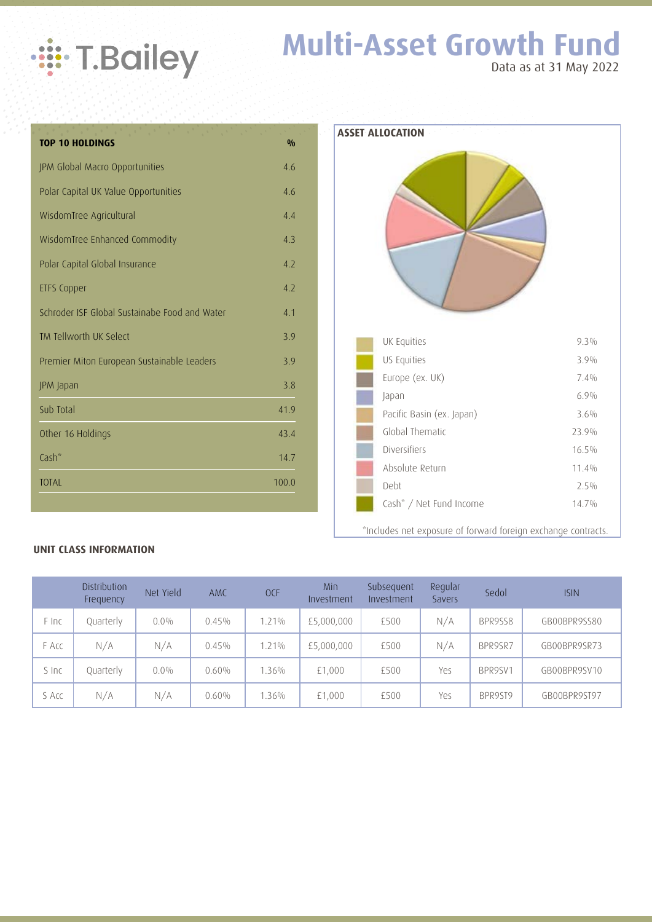# Multi-Asset Growth Fund

Data as at 31 May 2022

## TOP 10 HOLDINGS

| TOP 10 HOLDINGS | % |
|---|---|
| JPM Global Macro Opportunities | 4.6 |
| Polar Capital UK Value Opportunities | 4.6 |
| WisdomTree Agricultural | 4.4 |
| WisdomTree Enhanced Commodity | 4.3 |
| Polar Capital Global Insurance | 4.2 |
| ETFS Copper | 4.2 |
| Schroder ISF Global Sustainabe Food and Water | 4.1 |
| TM Tellworth UK Select | 3.9 |
| Premier Miton European Sustainable Leaders | 3.9 |
| JPM Japan | 3.8 |
| Sub Total | 41.9 |
| Other 16 Holdings | 43.4 |
| Cash* | 14.7 |
| TOTAL | 100.0 |

## ASSET ALLOCATION

| Asset | % |
|---|---|
| UK Equities | 9.3% |
| US Equities | 3.9% |
| Europe (ex. UK) | 7.4% |
| Japan | 6.9% |
| Pacific Basin (ex. Japan) | 3.6% |
| Global Thematic | 23.9% |
| Diversifiers | 16.5% |
| Absolute Return | 11.4% |
| Debt | 2.5% |
| Cash* / Net Fund Income | 14.7% |

*Includes net exposure of forward foreign exchange contracts.

## UNIT CLASS INFORMATION

| | Distribution Frequency | Net Yield | AMC | OCF | Min Investment | Subsequent Investment | Regular Savers | Sedol | ISIN |
|---|---|---|---|---|---|---|---|---|---|
| F Inc | Quarterly | 0.0% | 0.45% | 1.21% | £5,000,000 | £500 | N/A | BPR9SS8 | GB00BPR9SS80 |
| F Acc | N/A | N/A | 0.45% | 1.21% | £5,000,000 | £500 | N/A | BPR9SR7 | GB00BPR9SR73 |
| S Inc | Quarterly | 0.0% | 0.60% | 1.36% | £1,000 | £500 | Yes | BPR9SV1 | GB00BPR9SV10 |
| S Acc | N/A | N/A | 0.60% | 1.36% | £1,000 | £500 | Yes | BPR9ST9 | GB00BPR9ST97 |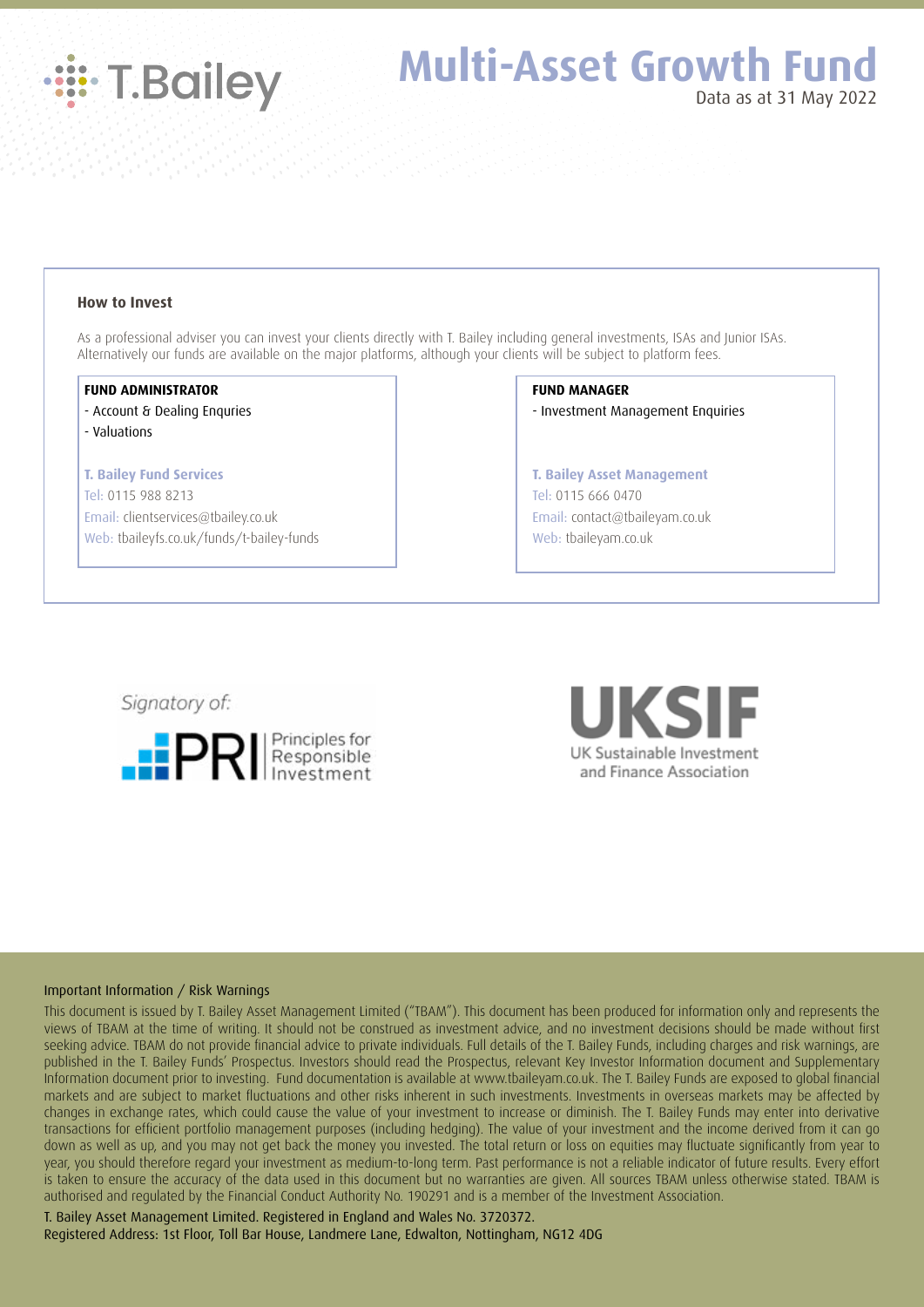# Multi-Asset Growth Fund

Data as at 31 May 2022

## How to Invest

As a professional adviser you can invest your clients directly with T. Bailey including general investments, ISAs and Junior ISAs. Alternatively our funds are available on the major platforms, although your clients will be subject to platform fees.

**FUND ADMINISTRATOR**

- Account & Dealing Enquiries
- Valuations

**T. Bailey Fund Services**
Tel: 0115 988 8213
Email: clientservices@tbailey.co.uk
Web: tbaileyfs.co.uk/funds/t-bailey-funds

**FUND MANAGER**

- Investment Management Enquiries

**T. Bailey Asset Management**
Tel: 0115 666 0470
Email: contact@tbaileyam.co.uk
Web: tbaileyam.co.uk

Signatory of: PRI Principles for Responsible Investment

UKSIF UK Sustainable Investment and Finance Association

Important Information / Risk Warnings

This document is issued by T. Bailey Asset Management Limited ("TBAM"). This document has been produced for information only and represents the views of TBAM at the time of writing. It should not be construed as investment advice, and no investment decisions should be made without first seeking advice. TBAM do not provide financial advice to private individuals. Full details of the T. Bailey Funds, including charges and risk warnings, are published in the T. Bailey Funds' Prospectus. Investors should read the Prospectus, relevant Key Investor Information document and Supplementary Information document prior to investing. Fund documentation is available at www.tbaileyam.co.uk. The T. Bailey Funds are exposed to global financial markets and are subject to market fluctuations and other risks inherent in such investments. Investments in overseas markets may be affected by changes in exchange rates, which could cause the value of your investment to increase or diminish. The T. Bailey Funds may enter into derivative transactions for efficient portfolio management purposes (including hedging). The value of your investment and the income derived from it can go down as well as up, and you may not get back the money you invested. The total return or loss on equities may fluctuate significantly from year to year, you should therefore regard your investment as medium-to-long term. Past performance is not a reliable indicator of future results. Every effort is taken to ensure the accuracy of the data used in this document but no warranties are given. All sources TBAM unless otherwise stated. TBAM is authorised and regulated by the Financial Conduct Authority No. 190291 and is a member of the Investment Association.

T. Bailey Asset Management Limited. Registered in England and Wales No. 3720372.
Registered Address: 1st Floor, Toll Bar House, Landmere Lane, Edwalton, Nottingham, NG12 4DG